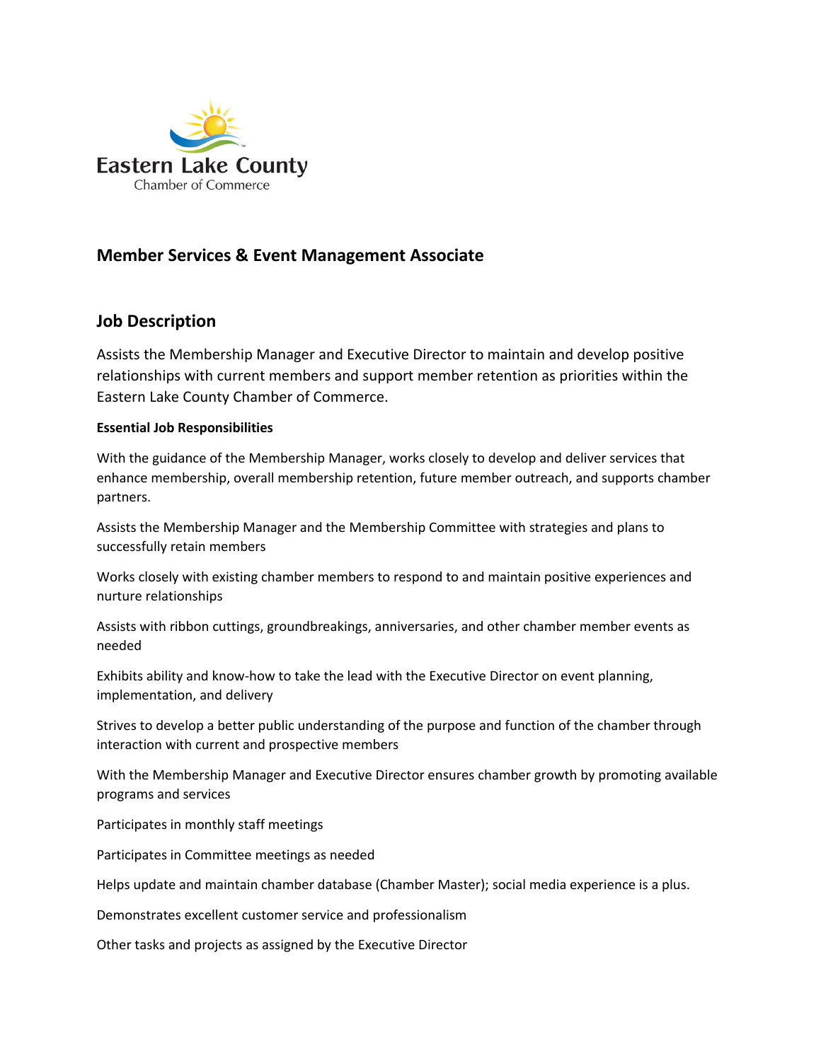Eastern Lake County
Chamber of Commerce

## Member Services & Event Management Associate

## Job Description

Assists the Membership Manager and Executive Director to maintain and develop positive relationships with current members and support member retention as priorities within the Eastern Lake County Chamber of Commerce.

**Essential Job Responsibilities**

With the guidance of the Membership Manager, works closely to develop and deliver services that enhance membership, overall membership retention, future member outreach, and supports chamber partners.

Assists the Membership Manager and the Membership Committee with strategies and plans to successfully retain members

Works closely with existing chamber members to respond to and maintain positive experiences and nurture relationships

Assists with ribbon cuttings, groundbreakings, anniversaries, and other chamber member events as needed

Exhibits ability and know-how to take the lead with the Executive Director on event planning, implementation, and delivery

Strives to develop a better public understanding of the purpose and function of the chamber through interaction with current and prospective members

With the Membership Manager and Executive Director ensures chamber growth by promoting available programs and services

Participates in monthly staff meetings

Participates in Committee meetings as needed

Helps update and maintain chamber database (Chamber Master); social media experience is a plus.

Demonstrates excellent customer service and professionalism

Other tasks and projects as assigned by the Executive Director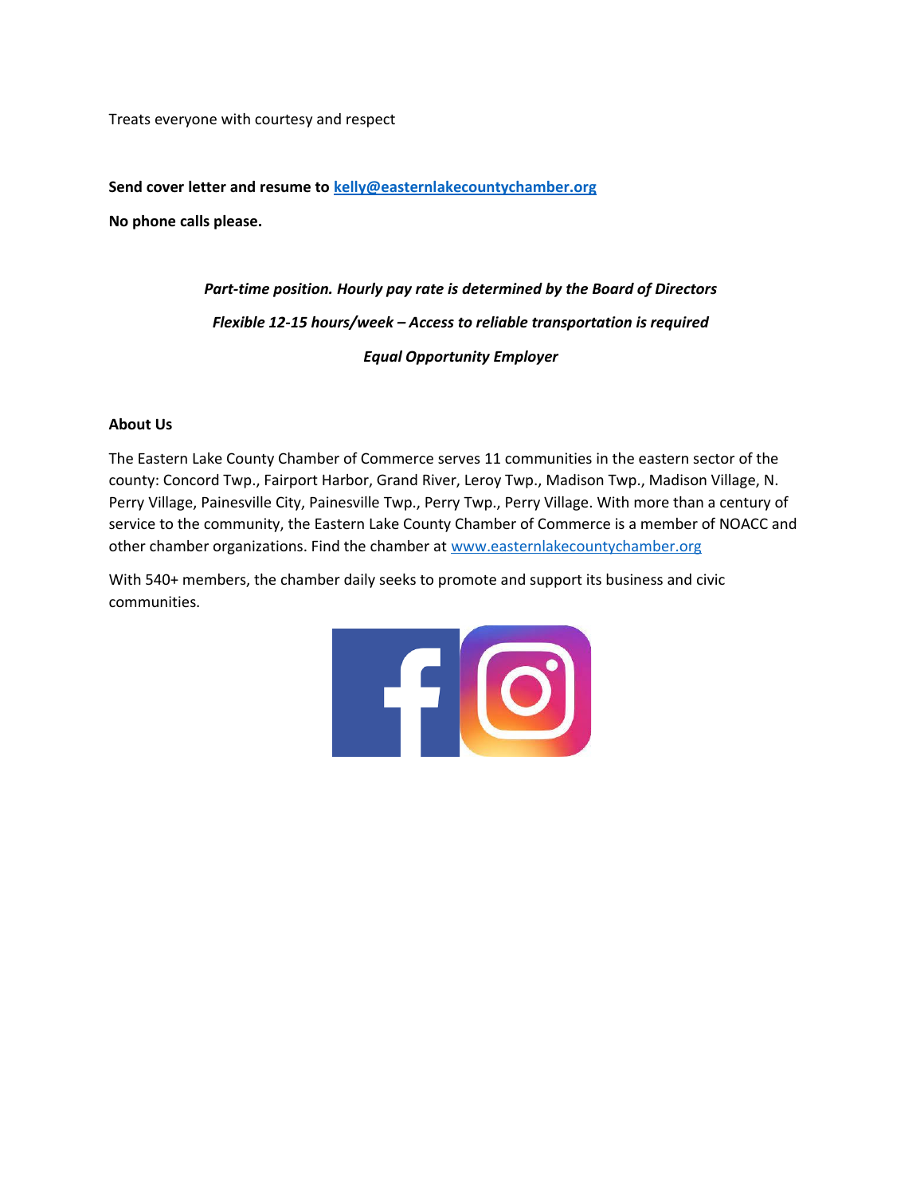Treats everyone with courtesy and respect

**Send cover letter and resume to kelly@easternlakecountychamber.org**

**No phone calls please.**

***Part-time position. Hourly pay rate is determined by the Board of Directors***

***Flexible 12-15 hours/week – Access to reliable transportation is required***

***Equal Opportunity Employer***

**About Us**

The Eastern Lake County Chamber of Commerce serves 11 communities in the eastern sector of the county: Concord Twp., Fairport Harbor, Grand River, Leroy Twp., Madison Twp., Madison Village, N. Perry Village, Painesville City, Painesville Twp., Perry Twp., Perry Village. With more than a century of service to the community, the Eastern Lake County Chamber of Commerce is a member of NOACC and other chamber organizations. Find the chamber at www.easternlakecountychamber.org

With 540+ members, the chamber daily seeks to promote and support its business and civic communities.